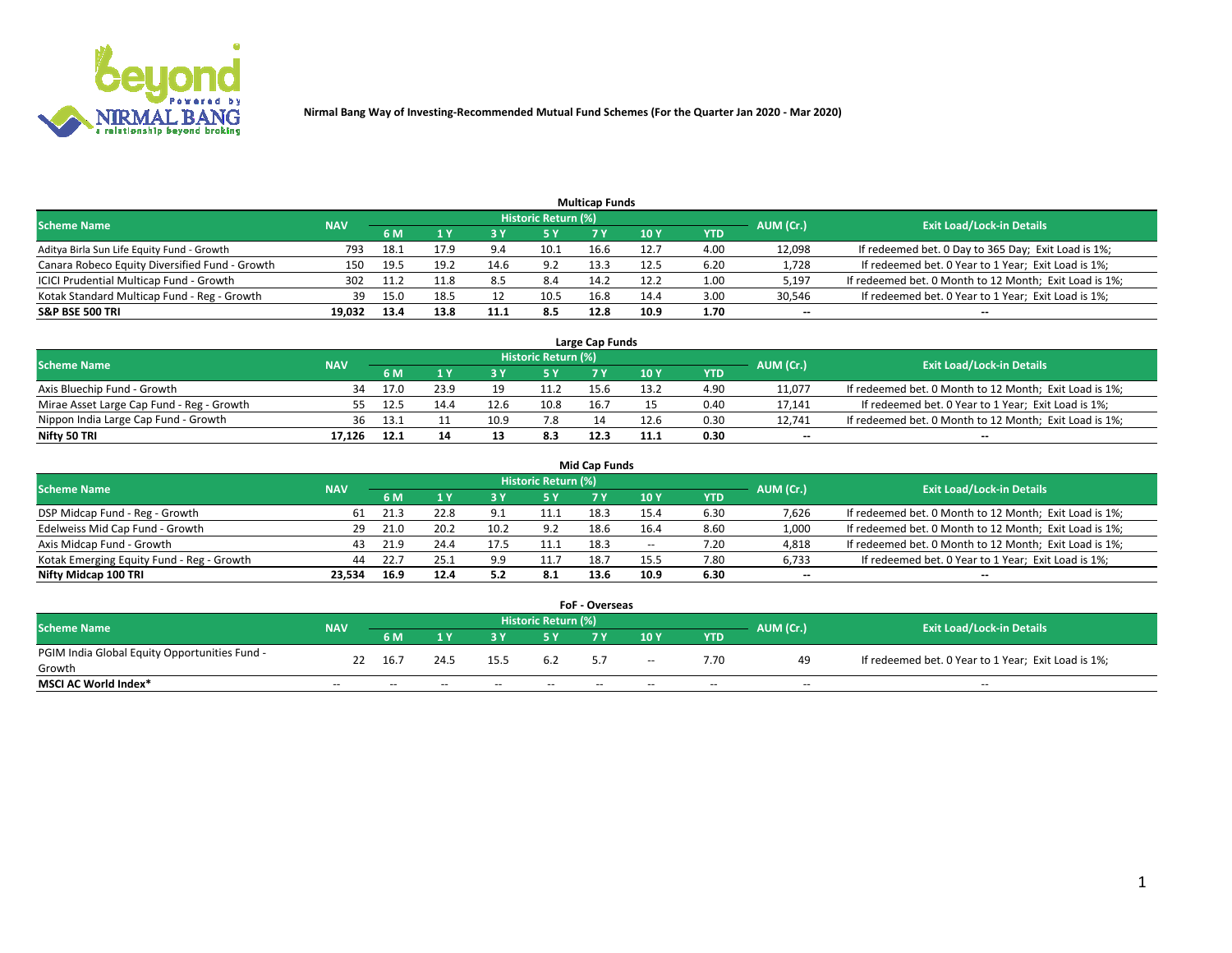# Nirmal Bang Way of Investing-Recommended Mutual Fund Schemes (For the Quarter Jan 2020 - Mar 2020)

## Multicap Funds

| Scheme Name | NAV | Historic Return (%) | | | | | | | AUM (Cr.) | Exit Load/Lock-in Details |
|---|---|---|---|---|---|---|---|---|---|---|
| | | 6 M | 1 Y | 3 Y | 5 Y | 7 Y | 10 Y | YTD | | |
| Aditya Birla Sun Life Equity Fund - Growth | 793 | 18.1 | 17.9 | 9.4 | 10.1 | 16.6 | 12.7 | 4.00 | 12,098 | If redeemed bet. 0 Day to 365 Day; Exit Load is 1%; |
| Canara Robeco Equity Diversified Fund - Growth | 150 | 19.5 | 19.2 | 14.6 | 9.2 | 13.3 | 12.5 | 6.20 | 1,728 | If redeemed bet. 0 Year to 1 Year; Exit Load is 1%; |
| ICICI Prudential Multicap Fund - Growth | 302 | 11.2 | 11.8 | 8.5 | 8.4 | 14.2 | 12.2 | 1.00 | 5,197 | If redeemed bet. 0 Month to 12 Month; Exit Load is 1%; |
| Kotak Standard Multicap Fund - Reg - Growth | 39 | 15.0 | 18.5 | 12 | 10.5 | 16.8 | 14.4 | 3.00 | 30,546 | If redeemed bet. 0 Year to 1 Year; Exit Load is 1%; |
| **S&P BSE 500 TRI** | **19,032** | **13.4** | **13.8** | **11.1** | **8.5** | **12.8** | **10.9** | **1.70** | **--** | **--** |

## Large Cap Funds

| Scheme Name | NAV | Historic Return (%) | | | | | | | AUM (Cr.) | Exit Load/Lock-in Details |
|---|---|---|---|---|---|---|---|---|---|---|
| | | 6 M | 1 Y | 3 Y | 5 Y | 7 Y | 10 Y | YTD | | |
| Axis Bluechip Fund - Growth | 34 | 17.0 | 23.9 | 19 | 11.2 | 15.6 | 13.2 | 4.90 | 11,077 | If redeemed bet. 0 Month to 12 Month; Exit Load is 1%; |
| Mirae Asset Large Cap Fund - Reg - Growth | 55 | 12.5 | 14.4 | 12.6 | 10.8 | 16.7 | 15 | 0.40 | 17,141 | If redeemed bet. 0 Year to 1 Year; Exit Load is 1%; |
| Nippon India Large Cap Fund - Growth | 36 | 13.1 | 11 | 10.9 | 7.8 | 14 | 12.6 | 0.30 | 12,741 | If redeemed bet. 0 Month to 12 Month; Exit Load is 1%; |
| **Nifty 50 TRI** | **17,126** | **12.1** | **14** | **13** | **8.3** | **12.3** | **11.1** | **0.30** | **--** | **--** |

## Mid Cap Funds

| Scheme Name | NAV | Historic Return (%) | | | | | | | AUM (Cr.) | Exit Load/Lock-in Details |
|---|---|---|---|---|---|---|---|---|---|---|
| | | 6 M | 1 Y | 3 Y | 5 Y | 7 Y | 10 Y | YTD | | |
| DSP Midcap Fund - Reg - Growth | 61 | 21.3 | 22.8 | 9.1 | 11.1 | 18.3 | 15.4 | 6.30 | 7,626 | If redeemed bet. 0 Month to 12 Month; Exit Load is 1%; |
| Edelweiss Mid Cap Fund - Growth | 29 | 21.0 | 20.2 | 10.2 | 9.2 | 18.6 | 16.4 | 8.60 | 1,000 | If redeemed bet. 0 Month to 12 Month; Exit Load is 1%; |
| Axis Midcap Fund - Growth | 43 | 21.9 | 24.4 | 17.5 | 11.1 | 18.3 | -- | 7.20 | 4,818 | If redeemed bet. 0 Month to 12 Month; Exit Load is 1%; |
| Kotak Emerging Equity Fund - Reg - Growth | 44 | 22.7 | 25.1 | 9.9 | 11.7 | 18.7 | 15.5 | 7.80 | 6,733 | If redeemed bet. 0 Year to 1 Year; Exit Load is 1%; |
| **Nifty Midcap 100 TRI** | **23,534** | **16.9** | **12.4** | **5.2** | **8.1** | **13.6** | **10.9** | **6.30** | **--** | **--** |

## FoF - Overseas

| Scheme Name | NAV | Historic Return (%) | | | | | | | AUM (Cr.) | Exit Load/Lock-in Details |
|---|---|---|---|---|---|---|---|---|---|---|
| | | 6 M | 1 Y | 3 Y | 5 Y | 7 Y | 10 Y | YTD | | |
| PGIM India Global Equity Opportunities Fund - Growth | 22 | 16.7 | 24.5 | 15.5 | 6.2 | 5.7 | -- | 7.70 | 49 | If redeemed bet. 0 Year to 1 Year; Exit Load is 1%; |
| **MSCI AC World Index*** | -- | -- | -- | -- | -- | -- | -- | -- | -- | -- |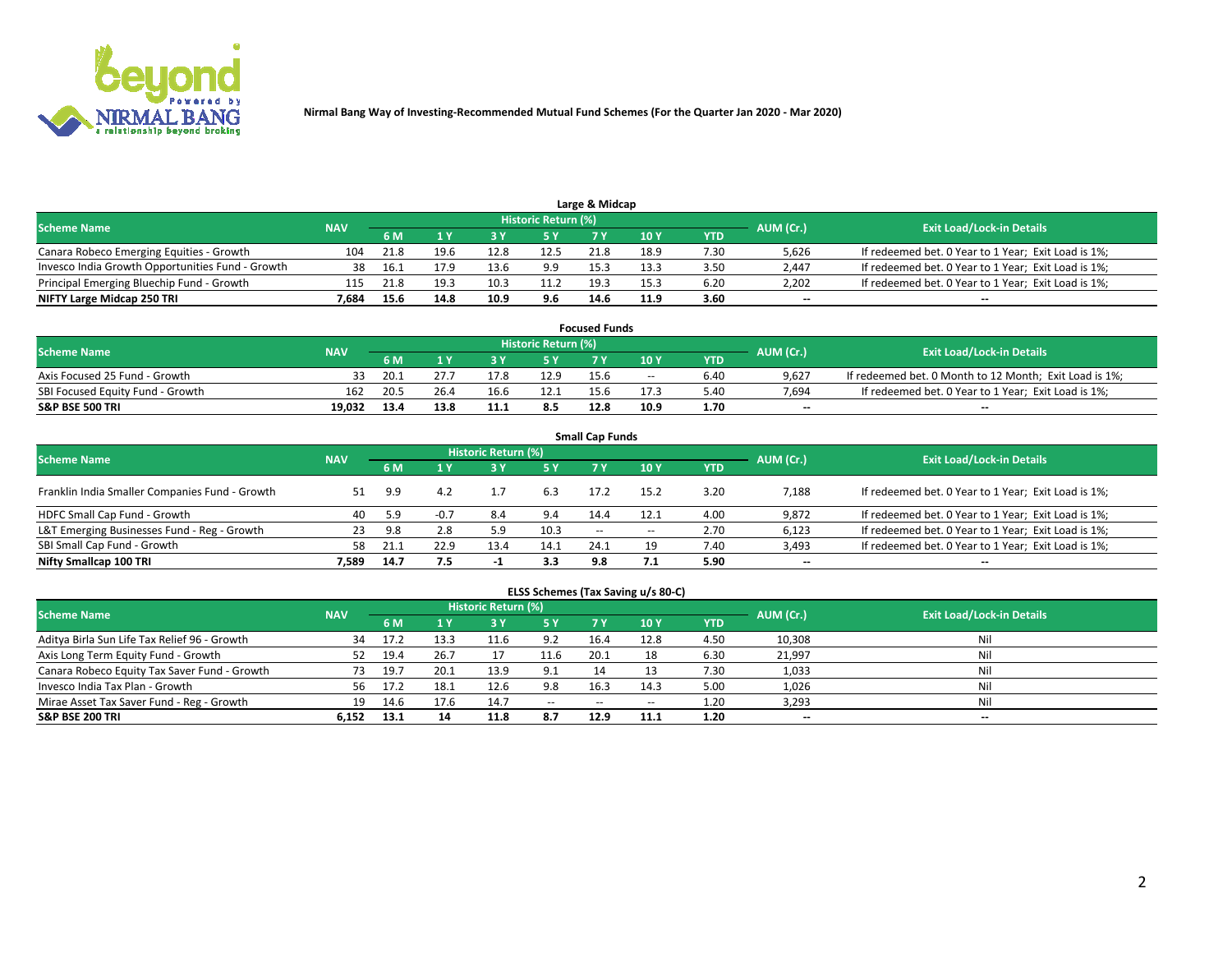**Nirmal Bang Way of Investing-Recommended Mutual Fund Schemes (For the Quarter Jan 2020 - Mar 2020)**

### Large & Midcap

| Scheme Name | NAV | Historic Return (%) | | | | | | | AUM (Cr.) | Exit Load/Lock-in Details |
|---|---|---|---|---|---|---|---|---|---|---|
| | | 6 M | 1 Y | 3 Y | 5 Y | 7 Y | 10 Y | YTD | | |
| Canara Robeco Emerging Equities - Growth | 104 | 21.8 | 19.6 | 12.8 | 12.5 | 21.8 | 18.9 | 7.30 | 5,626 | If redeemed bet. 0 Year to 1 Year; Exit Load is 1%; |
| Invesco India Growth Opportunities Fund - Growth | 38 | 16.1 | 17.9 | 13.6 | 9.9 | 15.3 | 13.3 | 3.50 | 2,447 | If redeemed bet. 0 Year to 1 Year; Exit Load is 1%; |
| Principal Emerging Bluechip Fund - Growth | 115 | 21.8 | 19.3 | 10.3 | 11.2 | 19.3 | 15.3 | 6.20 | 2,202 | If redeemed bet. 0 Year to 1 Year; Exit Load is 1%; |
| **NIFTY Large Midcap 250 TRI** | **7,684** | **15.6** | **14.8** | **10.9** | **9.6** | **14.6** | **11.9** | **3.60** | -- | -- |

### Focused Funds

| Scheme Name | NAV | Historic Return (%) | | | | | | | AUM (Cr.) | Exit Load/Lock-in Details |
|---|---|---|---|---|---|---|---|---|---|---|
| | | 6 M | 1 Y | 3 Y | 5 Y | 7 Y | 10 Y | YTD | | |
| Axis Focused 25 Fund - Growth | 33 | 20.1 | 27.7 | 17.8 | 12.9 | 15.6 | -- | 6.40 | 9,627 | If redeemed bet. 0 Month to 12 Month; Exit Load is 1%; |
| SBI Focused Equity Fund - Growth | 162 | 20.5 | 26.4 | 16.6 | 12.1 | 15.6 | 17.3 | 5.40 | 7,694 | If redeemed bet. 0 Year to 1 Year; Exit Load is 1%; |
| **S&P BSE 500 TRI** | **19,032** | **13.4** | **13.8** | **11.1** | **8.5** | **12.8** | **10.9** | **1.70** | -- | -- |

### Small Cap Funds

| Scheme Name | NAV | Historic Return (%) | | | | | | | AUM (Cr.) | Exit Load/Lock-in Details |
|---|---|---|---|---|---|---|---|---|---|---|
| | | 6 M | 1 Y | 3 Y | 5 Y | 7 Y | 10 Y | YTD | | |
| Franklin India Smaller Companies Fund - Growth | 51 | 9.9 | 4.2 | 1.7 | 6.3 | 17.2 | 15.2 | 3.20 | 7,188 | If redeemed bet. 0 Year to 1 Year; Exit Load is 1%; |
| HDFC Small Cap Fund - Growth | 40 | 5.9 | -0.7 | 8.4 | 9.4 | 14.4 | 12.1 | 4.00 | 9,872 | If redeemed bet. 0 Year to 1 Year; Exit Load is 1%; |
| L&T Emerging Businesses Fund - Reg - Growth | 23 | 9.8 | 2.8 | 5.9 | 10.3 | -- | -- | 2.70 | 6,123 | If redeemed bet. 0 Year to 1 Year; Exit Load is 1%; |
| SBI Small Cap Fund - Growth | 58 | 21.1 | 22.9 | 13.4 | 14.1 | 24.1 | 19 | 7.40 | 3,493 | If redeemed bet. 0 Year to 1 Year; Exit Load is 1%; |
| **Nifty Smallcap 100 TRI** | **7,589** | **14.7** | **7.5** | **-1** | **3.3** | **9.8** | **7.1** | **5.90** | -- | -- |

### ELSS Schemes (Tax Saving u/s 80-C)

| Scheme Name | NAV | Historic Return (%) | | | | | | | AUM (Cr.) | Exit Load/Lock-in Details |
|---|---|---|---|---|---|---|---|---|---|---|
| | | 6 M | 1 Y | 3 Y | 5 Y | 7 Y | 10 Y | YTD | | |
| Aditya Birla Sun Life Tax Relief 96 - Growth | 34 | 17.2 | 13.3 | 11.6 | 9.2 | 16.4 | 12.8 | 4.50 | 10,308 | Nil |
| Axis Long Term Equity Fund - Growth | 52 | 19.4 | 26.7 | 17 | 11.6 | 20.1 | 18 | 6.30 | 21,997 | Nil |
| Canara Robeco Equity Tax Saver Fund - Growth | 73 | 19.7 | 20.1 | 13.9 | 9.1 | 14 | 13 | 7.30 | 1,033 | Nil |
| Invesco India Tax Plan - Growth | 56 | 17.2 | 18.1 | 12.6 | 9.8 | 16.3 | 14.3 | 5.00 | 1,026 | Nil |
| Mirae Asset Tax Saver Fund - Reg - Growth | 19 | 14.6 | 17.6 | 14.7 | -- | -- | -- | 1.20 | 3,293 | Nil |
| **S&P BSE 200 TRI** | **6,152** | **13.1** | **14** | **11.8** | **8.7** | **12.9** | **11.1** | **1.20** | -- | -- |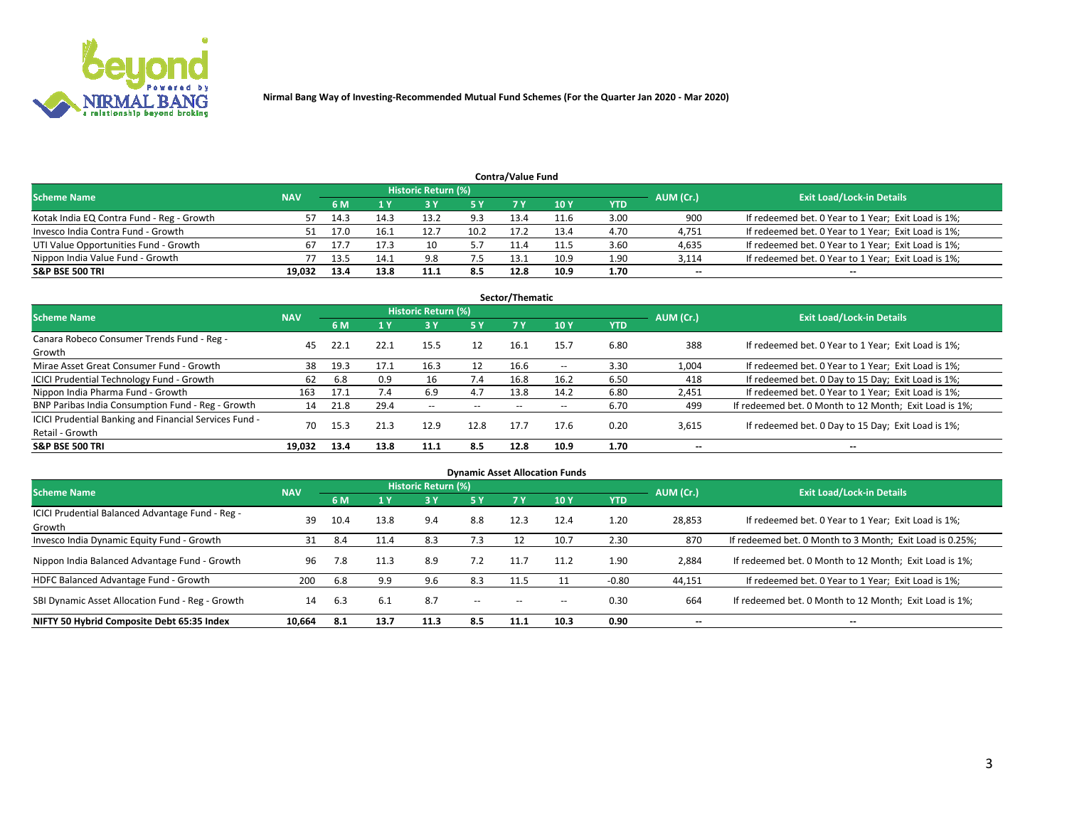Nirmal Bang Way of Investing-Recommended Mutual Fund Schemes (For the Quarter Jan 2020 - Mar 2020)

## Contra/Value Fund

| Scheme Name | NAV | Historic Return (%) | | | | | | | AUM (Cr.) | Exit Load/Lock-in Details |
|---|---|---|---|---|---|---|---|---|---|---|
| | | 6 M | 1 Y | 3 Y | 5 Y | 7 Y | 10 Y | YTD | | |
| Kotak India EQ Contra Fund - Reg - Growth | 57 | 14.3 | 14.3 | 13.2 | 9.3 | 13.4 | 11.6 | 3.00 | 900 | If redeemed bet. 0 Year to 1 Year; Exit Load is 1%; |
| Invesco India Contra Fund - Growth | 51 | 17.0 | 16.1 | 12.7 | 10.2 | 17.2 | 13.4 | 4.70 | 4,751 | If redeemed bet. 0 Year to 1 Year; Exit Load is 1%; |
| UTI Value Opportunities Fund - Growth | 67 | 17.7 | 17.3 | 10 | 5.7 | 11.4 | 11.5 | 3.60 | 4,635 | If redeemed bet. 0 Year to 1 Year; Exit Load is 1%; |
| Nippon India Value Fund - Growth | 77 | 13.5 | 14.1 | 9.8 | 7.5 | 13.1 | 10.9 | 1.90 | 3,114 | If redeemed bet. 0 Year to 1 Year; Exit Load is 1%; |
| **S&P BSE 500 TRI** | **19,032** | **13.4** | **13.8** | **11.1** | **8.5** | **12.8** | **10.9** | **1.70** | **--** | **--** |

## Sector/Thematic

| Scheme Name | NAV | Historic Return (%) | | | | | | | AUM (Cr.) | Exit Load/Lock-in Details |
|---|---|---|---|---|---|---|---|---|---|---|
| | | 6 M | 1 Y | 3 Y | 5 Y | 7 Y | 10 Y | YTD | | |
| Canara Robeco Consumer Trends Fund - Reg - Growth | 45 | 22.1 | 22.1 | 15.5 | 12 | 16.1 | 15.7 | 6.80 | 388 | If redeemed bet. 0 Year to 1 Year; Exit Load is 1%; |
| Mirae Asset Great Consumer Fund - Growth | 38 | 19.3 | 17.1 | 16.3 | 12 | 16.6 | -- | 3.30 | 1,004 | If redeemed bet. 0 Year to 1 Year; Exit Load is 1%; |
| ICICI Prudential Technology Fund - Growth | 62 | 6.8 | 0.9 | 16 | 7.4 | 16.8 | 16.2 | 6.50 | 418 | If redeemed bet. 0 Day to 15 Day; Exit Load is 1%; |
| Nippon India Pharma Fund - Growth | 163 | 17.1 | 7.4 | 6.9 | 4.7 | 13.8 | 14.2 | 6.80 | 2,451 | If redeemed bet. 0 Year to 1 Year; Exit Load is 1%; |
| BNP Paribas India Consumption Fund - Reg - Growth | 14 | 21.8 | 29.4 | -- | -- | -- | -- | 6.70 | 499 | If redeemed bet. 0 Month to 12 Month; Exit Load is 1%; |
| ICICI Prudential Banking and Financial Services Fund - Retail - Growth | 70 | 15.3 | 21.3 | 12.9 | 12.8 | 17.7 | 17.6 | 0.20 | 3,615 | If redeemed bet. 0 Day to 15 Day; Exit Load is 1%; |
| **S&P BSE 500 TRI** | **19,032** | **13.4** | **13.8** | **11.1** | **8.5** | **12.8** | **10.9** | **1.70** | **--** | **--** |

## Dynamic Asset Allocation Funds

| Scheme Name | NAV | Historic Return (%) | | | | | | | AUM (Cr.) | Exit Load/Lock-in Details |
|---|---|---|---|---|---|---|---|---|---|---|
| | | 6 M | 1 Y | 3 Y | 5 Y | 7 Y | 10 Y | YTD | | |
| ICICI Prudential Balanced Advantage Fund - Reg - Growth | 39 | 10.4 | 13.8 | 9.4 | 8.8 | 12.3 | 12.4 | 1.20 | 28,853 | If redeemed bet. 0 Year to 1 Year; Exit Load is 1%; |
| Invesco India Dynamic Equity Fund - Growth | 31 | 8.4 | 11.4 | 8.3 | 7.3 | 12 | 10.7 | 2.30 | 870 | If redeemed bet. 0 Month to 3 Month; Exit Load is 0.25%; |
| Nippon India Balanced Advantage Fund - Growth | 96 | 7.8 | 11.3 | 8.9 | 7.2 | 11.7 | 11.2 | 1.90 | 2,884 | If redeemed bet. 0 Month to 12 Month; Exit Load is 1%; |
| HDFC Balanced Advantage Fund - Growth | 200 | 6.8 | 9.9 | 9.6 | 8.3 | 11.5 | 11 | -0.80 | 44,151 | If redeemed bet. 0 Year to 1 Year; Exit Load is 1%; |
| SBI Dynamic Asset Allocation Fund - Reg - Growth | 14 | 6.3 | 6.1 | 8.7 | -- | -- | -- | 0.30 | 664 | If redeemed bet. 0 Month to 12 Month; Exit Load is 1%; |
| **NIFTY 50 Hybrid Composite Debt 65:35 Index** | **10,664** | **8.1** | **13.7** | **11.3** | **8.5** | **11.1** | **10.3** | **0.90** | **--** | **--** |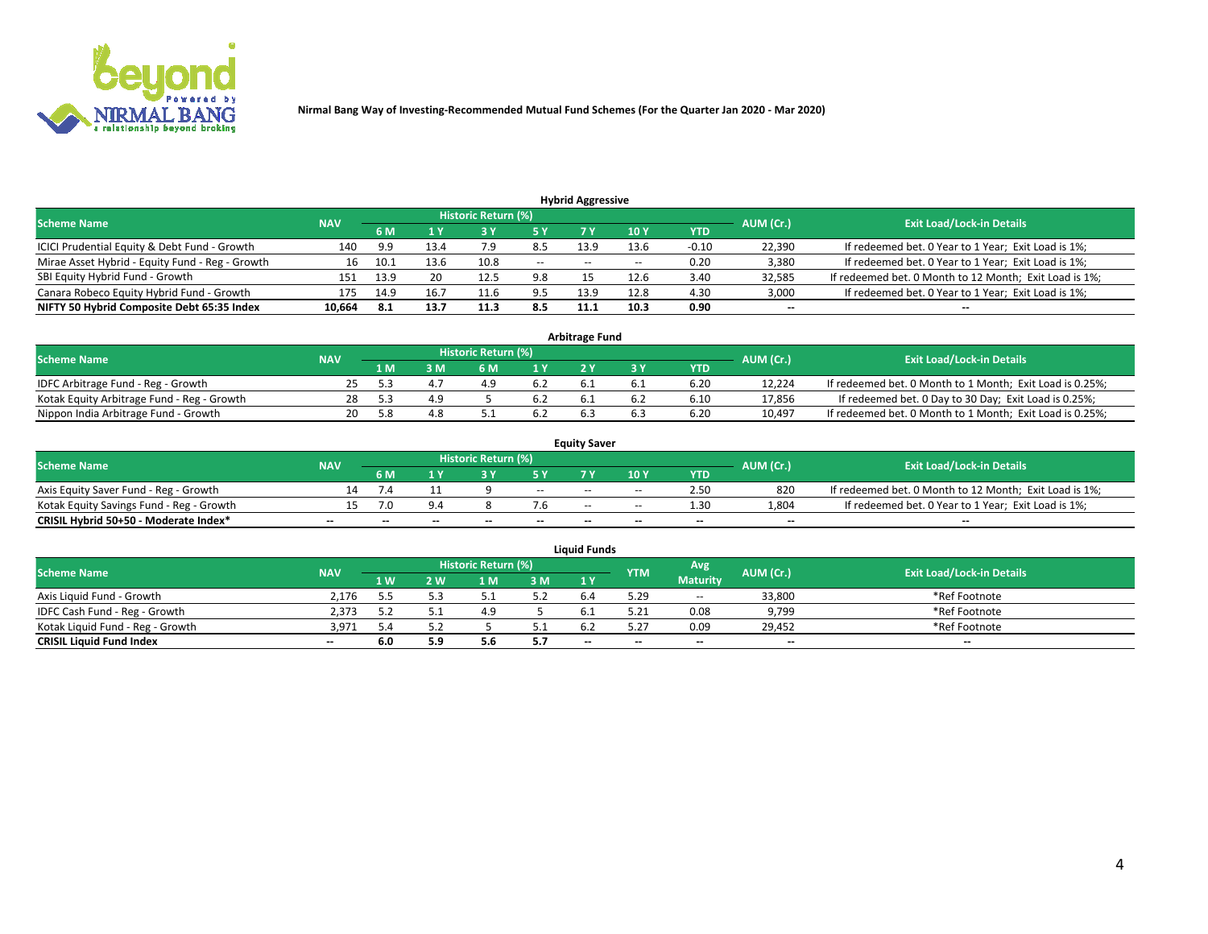**Nirmal Bang Way of Investing-Recommended Mutual Fund Schemes (For the Quarter Jan 2020 - Mar 2020)**

### Hybrid Aggressive

| Scheme Name | NAV | Historic Return (%) | | | | | | | AUM (Cr.) | Exit Load/Lock-in Details |
|---|---|---|---|---|---|---|---|---|---|---|
| | | 6 M | 1 Y | 3 Y | 5 Y | 7 Y | 10 Y | YTD | | |
| ICICI Prudential Equity & Debt Fund - Growth | 140 | 9.9 | 13.4 | 7.9 | 8.5 | 13.9 | 13.6 | -0.10 | 22,390 | If redeemed bet. 0 Year to 1 Year; Exit Load is 1%; |
| Mirae Asset Hybrid - Equity Fund - Reg - Growth | 16 | 10.1 | 13.6 | 10.8 | -- | -- | -- | 0.20 | 3,380 | If redeemed bet. 0 Year to 1 Year; Exit Load is 1%; |
| SBI Equity Hybrid Fund - Growth | 151 | 13.9 | 20 | 12.5 | 9.8 | 15 | 12.6 | 3.40 | 32,585 | If redeemed bet. 0 Month to 12 Month; Exit Load is 1%; |
| Canara Robeco Equity Hybrid Fund - Growth | 175 | 14.9 | 16.7 | 11.6 | 9.5 | 13.9 | 12.8 | 4.30 | 3,000 | If redeemed bet. 0 Year to 1 Year; Exit Load is 1%; |
| **NIFTY 50 Hybrid Composite Debt 65:35 Index** | **10,664** | **8.1** | **13.7** | **11.3** | **8.5** | **11.1** | **10.3** | **0.90** | **--** | **--** |

### Arbitrage Fund

| Scheme Name | NAV | Historic Return (%) | | | | | | | AUM (Cr.) | Exit Load/Lock-in Details |
|---|---|---|---|---|---|---|---|---|---|---|
| | | 1 M | 3 M | 6 M | 1 Y | 2 Y | 3 Y | YTD | | |
| IDFC Arbitrage Fund - Reg - Growth | 25 | 5.3 | 4.7 | 4.9 | 6.2 | 6.1 | 6.1 | 6.20 | 12,224 | If redeemed bet. 0 Month to 1 Month; Exit Load is 0.25%; |
| Kotak Equity Arbitrage Fund - Reg - Growth | 28 | 5.3 | 4.9 | 5 | 6.2 | 6.1 | 6.2 | 6.10 | 17,856 | If redeemed bet. 0 Day to 30 Day; Exit Load is 0.25%; |
| Nippon India Arbitrage Fund - Growth | 20 | 5.8 | 4.8 | 5.1 | 6.2 | 6.3 | 6.3 | 6.20 | 10,497 | If redeemed bet. 0 Month to 1 Month; Exit Load is 0.25%; |

### Equity Saver

| Scheme Name | NAV | Historic Return (%) | | | | | | | AUM (Cr.) | Exit Load/Lock-in Details |
|---|---|---|---|---|---|---|---|---|---|---|
| | | 6 M | 1 Y | 3 Y | 5 Y | 7 Y | 10 Y | YTD | | |
| Axis Equity Saver Fund - Reg - Growth | 14 | 7.4 | 11 | 9 | -- | -- | -- | 2.50 | 820 | If redeemed bet. 0 Month to 12 Month; Exit Load is 1%; |
| Kotak Equity Savings Fund - Reg - Growth | 15 | 7.0 | 9.4 | 8 | 7.6 | -- | -- | 1.30 | 1,804 | If redeemed bet. 0 Year to 1 Year; Exit Load is 1%; |
| **CRISIL Hybrid 50+50 - Moderate Index*** | **--** | **--** | **--** | **--** | **--** | **--** | **--** | **--** | **--** | **--** |

### Liquid Funds

| Scheme Name | NAV | Historic Return (%) | | | | | YTM | Avg Maturity | AUM (Cr.) | Exit Load/Lock-in Details |
|---|---|---|---|---|---|---|---|---|---|---|
| | | 1 W | 2 W | 1 M | 3 M | 1 Y | | | | |
| Axis Liquid Fund - Growth | 2,176 | 5.5 | 5.3 | 5.1 | 5.2 | 6.4 | 5.29 | -- | 33,800 | *Ref Footnote |
| IDFC Cash Fund - Reg - Growth | 2,373 | 5.2 | 5.1 | 4.9 | 5 | 6.1 | 5.21 | 0.08 | 9,799 | *Ref Footnote |
| Kotak Liquid Fund - Reg - Growth | 3,971 | 5.4 | 5.2 | 5 | 5.1 | 6.2 | 5.27 | 0.09 | 29,452 | *Ref Footnote |
| **CRISIL Liquid Fund Index** | **--** | **6.0** | **5.9** | **5.6** | **5.7** | **--** | **--** | **--** | **--** | **--** |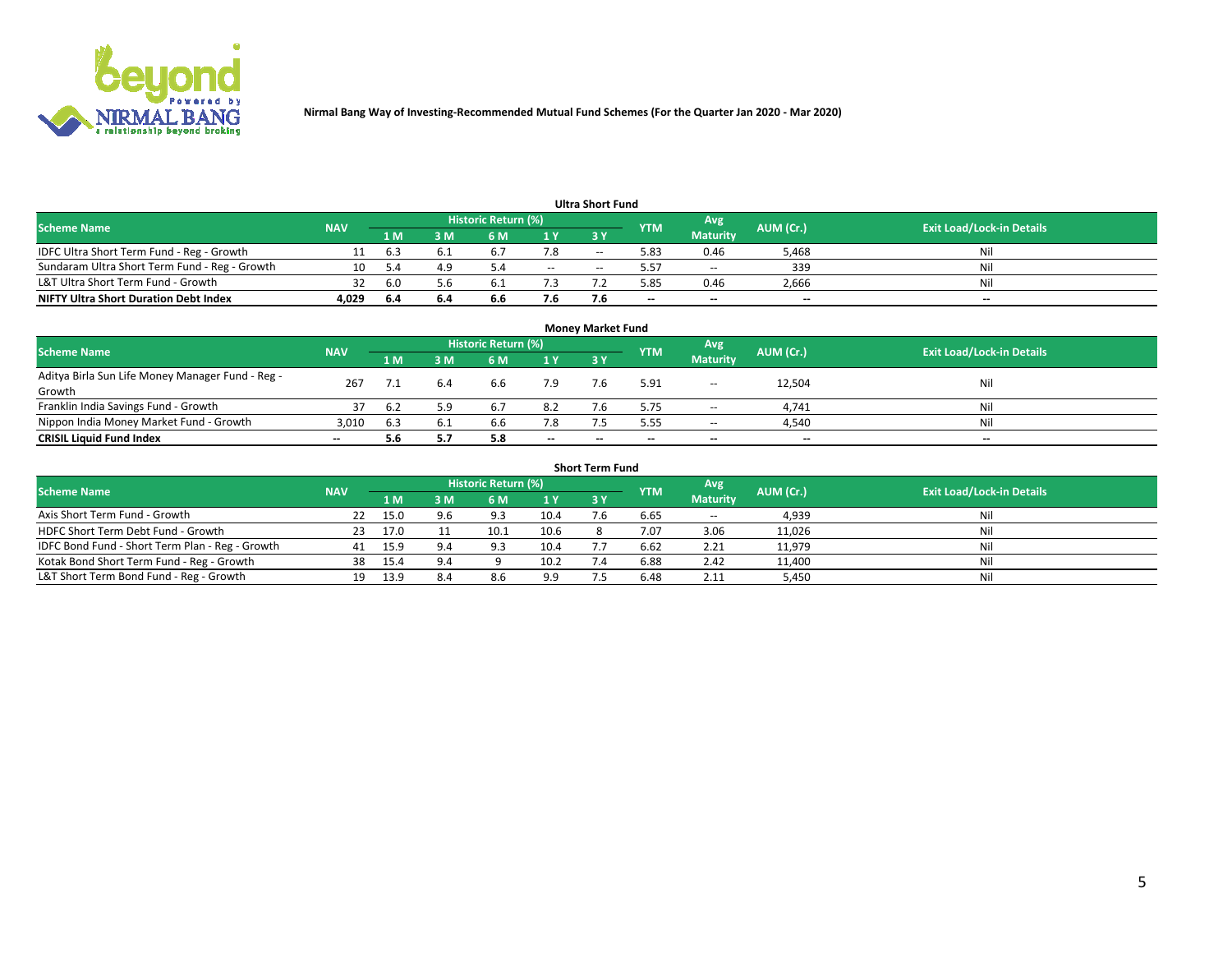Nirmal Bang Way of Investing-Recommended Mutual Fund Schemes (For the Quarter Jan 2020 - Mar 2020)

### Ultra Short Fund

| Scheme Name | NAV | Historic Return (%) | | | | | YTM | Avg Maturity | AUM (Cr.) | Exit Load/Lock-in Details |
|---|---|---|---|---|---|---|---|---|---|---|
| | | 1 M | 3 M | 6 M | 1 Y | 3 Y | | | | |
| IDFC Ultra Short Term Fund - Reg - Growth | 11 | 6.3 | 6.1 | 6.7 | 7.8 | -- | 5.83 | 0.46 | 5,468 | Nil |
| Sundaram Ultra Short Term Fund - Reg - Growth | 10 | 5.4 | 4.9 | 5.4 | -- | -- | 5.57 | -- | 339 | Nil |
| L&T Ultra Short Term Fund - Growth | 32 | 6.0 | 5.6 | 6.1 | 7.3 | 7.2 | 5.85 | 0.46 | 2,666 | Nil |
| **NIFTY Ultra Short Duration Debt Index** | **4,029** | **6.4** | **6.4** | **6.6** | **7.6** | **7.6** | **--** | **--** | **--** | **--** |

### Money Market Fund

| Scheme Name | NAV | Historic Return (%) | | | | | YTM | Avg Maturity | AUM (Cr.) | Exit Load/Lock-in Details |
|---|---|---|---|---|---|---|---|---|---|---|
| | | 1 M | 3 M | 6 M | 1 Y | 3 Y | | | | |
| Aditya Birla Sun Life Money Manager Fund - Reg - Growth | 267 | 7.1 | 6.4 | 6.6 | 7.9 | 7.6 | 5.91 | -- | 12,504 | Nil |
| Franklin India Savings Fund - Growth | 37 | 6.2 | 5.9 | 6.7 | 8.2 | 7.6 | 5.75 | -- | 4,741 | Nil |
| Nippon India Money Market Fund - Growth | 3,010 | 6.3 | 6.1 | 6.6 | 7.8 | 7.5 | 5.55 | -- | 4,540 | Nil |
| **CRISIL Liquid Fund Index** | **--** | **5.6** | **5.7** | **5.8** | **--** | **--** | **--** | **--** | **--** | **--** |

### Short Term Fund

| Scheme Name | NAV | Historic Return (%) | | | | | YTM | Avg Maturity | AUM (Cr.) | Exit Load/Lock-in Details |
|---|---|---|---|---|---|---|---|---|---|---|
| | | 1 M | 3 M | 6 M | 1 Y | 3 Y | | | | |
| Axis Short Term Fund - Growth | 22 | 15.0 | 9.6 | 9.3 | 10.4 | 7.6 | 6.65 | -- | 4,939 | Nil |
| HDFC Short Term Debt Fund - Growth | 23 | 17.0 | 11 | 10.1 | 10.6 | 8 | 7.07 | 3.06 | 11,026 | Nil |
| IDFC Bond Fund - Short Term Plan - Reg - Growth | 41 | 15.9 | 9.4 | 9.3 | 10.4 | 7.7 | 6.62 | 2.21 | 11,979 | Nil |
| Kotak Bond Short Term Fund - Reg - Growth | 38 | 15.4 | 9.4 | 9 | 10.2 | 7.4 | 6.88 | 2.42 | 11,400 | Nil |
| L&T Short Term Bond Fund - Reg - Growth | 19 | 13.9 | 8.4 | 8.6 | 9.9 | 7.5 | 6.48 | 2.11 | 5,450 | Nil |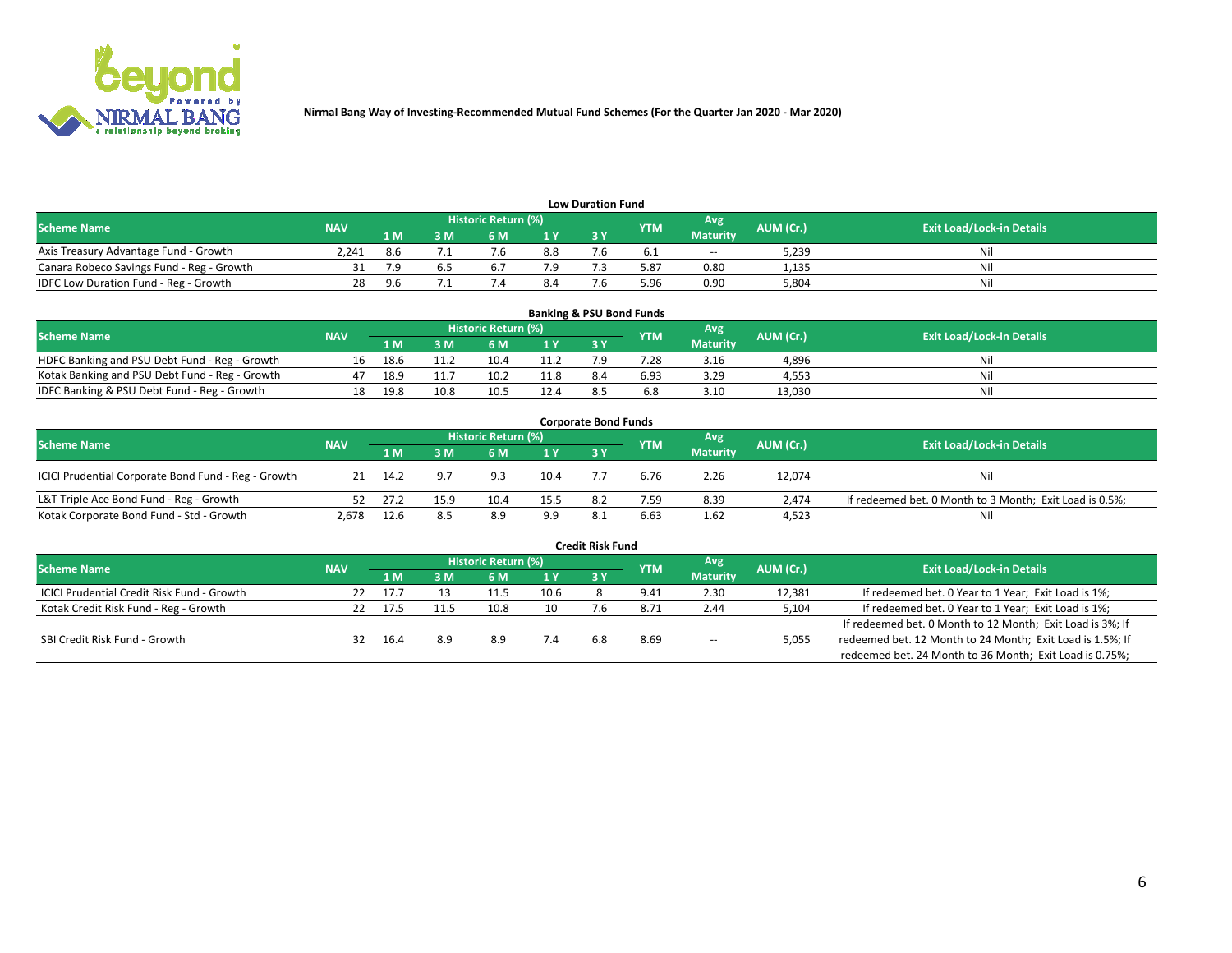Nirmal Bang Way of Investing-Recommended Mutual Fund Schemes (For the Quarter Jan 2020 - Mar 2020)

### Low Duration Fund

| Scheme Name | NAV | Historic Return (%) | | | | | YTM | Avg Maturity | AUM (Cr.) | Exit Load/Lock-in Details |
|---|---|---|---|---|---|---|---|---|---|---|
| | | 1 M | 3 M | 6 M | 1 Y | 3 Y | | | | |
| Axis Treasury Advantage Fund - Growth | 2,241 | 8.6 | 7.1 | 7.6 | 8.8 | 7.6 | 6.1 | -- | 5,239 | Nil |
| Canara Robeco Savings Fund - Reg - Growth | 31 | 7.9 | 6.5 | 6.7 | 7.9 | 7.3 | 5.87 | 0.80 | 1,135 | Nil |
| IDFC Low Duration Fund - Reg - Growth | 28 | 9.6 | 7.1 | 7.4 | 8.4 | 7.6 | 5.96 | 0.90 | 5,804 | Nil |

### Banking & PSU Bond Funds

| Scheme Name | NAV | Historic Return (%) | | | | | YTM | Avg Maturity | AUM (Cr.) | Exit Load/Lock-in Details |
|---|---|---|---|---|---|---|---|---|---|---|
| | | 1 M | 3 M | 6 M | 1 Y | 3 Y | | | | |
| HDFC Banking and PSU Debt Fund - Reg - Growth | 16 | 18.6 | 11.2 | 10.4 | 11.2 | 7.9 | 7.28 | 3.16 | 4,896 | Nil |
| Kotak Banking and PSU Debt Fund - Reg - Growth | 47 | 18.9 | 11.7 | 10.2 | 11.8 | 8.4 | 6.93 | 3.29 | 4,553 | Nil |
| IDFC Banking & PSU Debt Fund - Reg - Growth | 18 | 19.8 | 10.8 | 10.5 | 12.4 | 8.5 | 6.8 | 3.10 | 13,030 | Nil |

### Corporate Bond Funds

| Scheme Name | NAV | Historic Return (%) | | | | | YTM | Avg Maturity | AUM (Cr.) | Exit Load/Lock-in Details |
|---|---|---|---|---|---|---|---|---|---|---|
| | | 1 M | 3 M | 6 M | 1 Y | 3 Y | | | | |
| ICICI Prudential Corporate Bond Fund - Reg - Growth | 21 | 14.2 | 9.7 | 9.3 | 10.4 | 7.7 | 6.76 | 2.26 | 12,074 | Nil |
| L&T Triple Ace Bond Fund - Reg - Growth | 52 | 27.2 | 15.9 | 10.4 | 15.5 | 8.2 | 7.59 | 8.39 | 2,474 | If redeemed bet. 0 Month to 3 Month; Exit Load is 0.5%; |
| Kotak Corporate Bond Fund - Std - Growth | 2,678 | 12.6 | 8.5 | 8.9 | 9.9 | 8.1 | 6.63 | 1.62 | 4,523 | Nil |

### Credit Risk Fund

| Scheme Name | NAV | Historic Return (%) | | | | | YTM | Avg Maturity | AUM (Cr.) | Exit Load/Lock-in Details |
|---|---|---|---|---|---|---|---|---|---|---|
| | | 1 M | 3 M | 6 M | 1 Y | 3 Y | | | | |
| ICICI Prudential Credit Risk Fund - Growth | 22 | 17.7 | 13 | 11.5 | 10.6 | 8 | 9.41 | 2.30 | 12,381 | If redeemed bet. 0 Year to 1 Year; Exit Load is 1%; |
| Kotak Credit Risk Fund - Reg - Growth | 22 | 17.5 | 11.5 | 10.8 | 10 | 7.6 | 8.71 | 2.44 | 5,104 | If redeemed bet. 0 Year to 1 Year; Exit Load is 1%; |
| SBI Credit Risk Fund - Growth | 32 | 16.4 | 8.9 | 8.9 | 7.4 | 6.8 | 8.69 | -- | 5,055 | If redeemed bet. 0 Month to 12 Month; Exit Load is 3%; If redeemed bet. 12 Month to 24 Month; Exit Load is 1.5%; If redeemed bet. 24 Month to 36 Month; Exit Load is 0.75%; |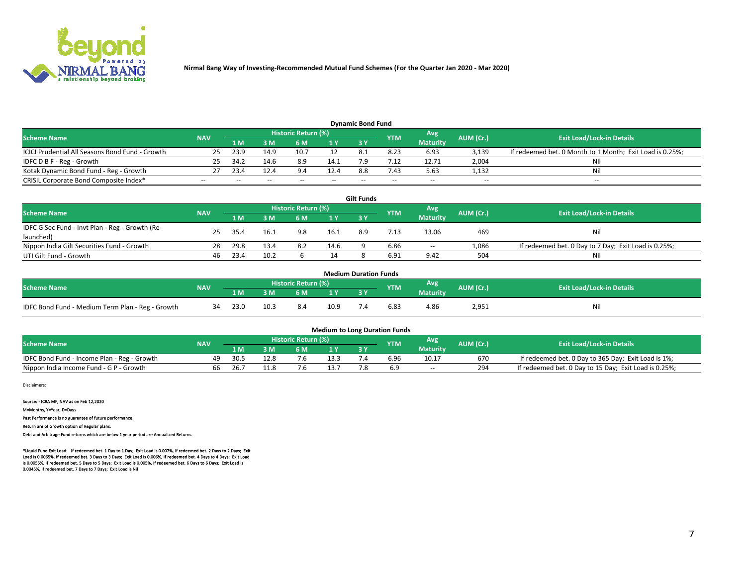Nirmal Bang Way of Investing-Recommended Mutual Fund Schemes (For the Quarter Jan 2020 - Mar 2020)

### Dynamic Bond Fund

| Scheme Name | NAV | Historic Return (%) | | | | | YTM | Avg Maturity | AUM (Cr.) | Exit Load/Lock-in Details |
|---|---|---|---|---|---|---|---|---|---|---|
| | | 1 M | 3 M | 6 M | 1 Y | 3 Y | | | | |
| ICICI Prudential All Seasons Bond Fund - Growth | 25 | 23.9 | 14.9 | 10.7 | 12 | 8.1 | 8.23 | 6.93 | 3,139 | If redeemed bet. 0 Month to 1 Month; Exit Load is 0.25%; |
| IDFC D B F - Reg - Growth | 25 | 34.2 | 14.6 | 8.9 | 14.1 | 7.9 | 7.12 | 12.71 | 2,004 | Nil |
| Kotak Dynamic Bond Fund - Reg - Growth | 27 | 23.4 | 12.4 | 9.4 | 12.4 | 8.8 | 7.43 | 5.63 | 1,132 | Nil |
| CRISIL Corporate Bond Composite Index* | -- | -- | -- | -- | -- | -- | -- | -- | -- | -- |

### Gilt Funds

| Scheme Name | NAV | Historic Return (%) | | | | | YTM | Avg Maturity | AUM (Cr.) | Exit Load/Lock-in Details |
|---|---|---|---|---|---|---|---|---|---|---|
| | | 1 M | 3 M | 6 M | 1 Y | 3 Y | | | | |
| IDFC G Sec Fund - Invt Plan - Reg - Growth (Re-launched) | 25 | 35.4 | 16.1 | 9.8 | 16.1 | 8.9 | 7.13 | 13.06 | 469 | Nil |
| Nippon India Gilt Securities Fund - Growth | 28 | 29.8 | 13.4 | 8.2 | 14.6 | 9 | 6.86 | -- | 1,086 | If redeemed bet. 0 Day to 7 Day; Exit Load is 0.25%; |
| UTI Gilt Fund - Growth | 46 | 23.4 | 10.2 | 6 | 14 | 8 | 6.91 | 9.42 | 504 | Nil |

### Medium Duration Funds

| Scheme Name | NAV | Historic Return (%) | | | | | YTM | Avg Maturity | AUM (Cr.) | Exit Load/Lock-in Details |
|---|---|---|---|---|---|---|---|---|---|---|
| | | 1 M | 3 M | 6 M | 1 Y | 3 Y | | | | |
| IDFC Bond Fund - Medium Term Plan - Reg - Growth | 34 | 23.0 | 10.3 | 8.4 | 10.9 | 7.4 | 6.83 | 4.86 | 2,951 | Nil |

### Medium to Long Duration Funds

| Scheme Name | NAV | Historic Return (%) | | | | | YTM | Avg Maturity | AUM (Cr.) | Exit Load/Lock-in Details |
|---|---|---|---|---|---|---|---|---|---|---|
| | | 1 M | 3 M | 6 M | 1 Y | 3 Y | | | | |
| IDFC Bond Fund - Income Plan - Reg - Growth | 49 | 30.5 | 12.8 | 7.6 | 13.3 | 7.4 | 6.96 | 10.17 | 670 | If redeemed bet. 0 Day to 365 Day; Exit Load is 1%; |
| Nippon India Income Fund - G P - Growth | 66 | 26.7 | 11.8 | 7.6 | 13.7 | 7.8 | 6.9 | -- | 294 | If redeemed bet. 0 Day to 15 Day; Exit Load is 0.25%; |

Disclaimers:

Source: - ICRA MF, NAV as on Feb 12,2020

M=Months, Y=Year, D=Days

Past Performance is no guarantee of future performance.

Return are of Growth option of Regular plans.

Debt and Arbitrage Fund returns which are below 1 year period are Annualized Returns.

*Liquid Fund Exit Load: If redeemed bet. 1 Day to 1 Day; Exit Load is 0.007%, If redeemed bet. 2 Days to 2 Days; Exit Load is 0.0065%, If redeemed bet. 3 Days to 3 Days; Exit Load is 0.006%, If redeemed bet. 4 Days to 4 Days; Exit Load is 0.0055%, If redeemed bet. 5 Days to 5 Days; Exit Load is 0.005%, If redeemed bet. 6 Days to 6 Days; Exit Load is 0.0045%, If redeemed bet. 7 Days to 7 Days; Exit Load is Nil